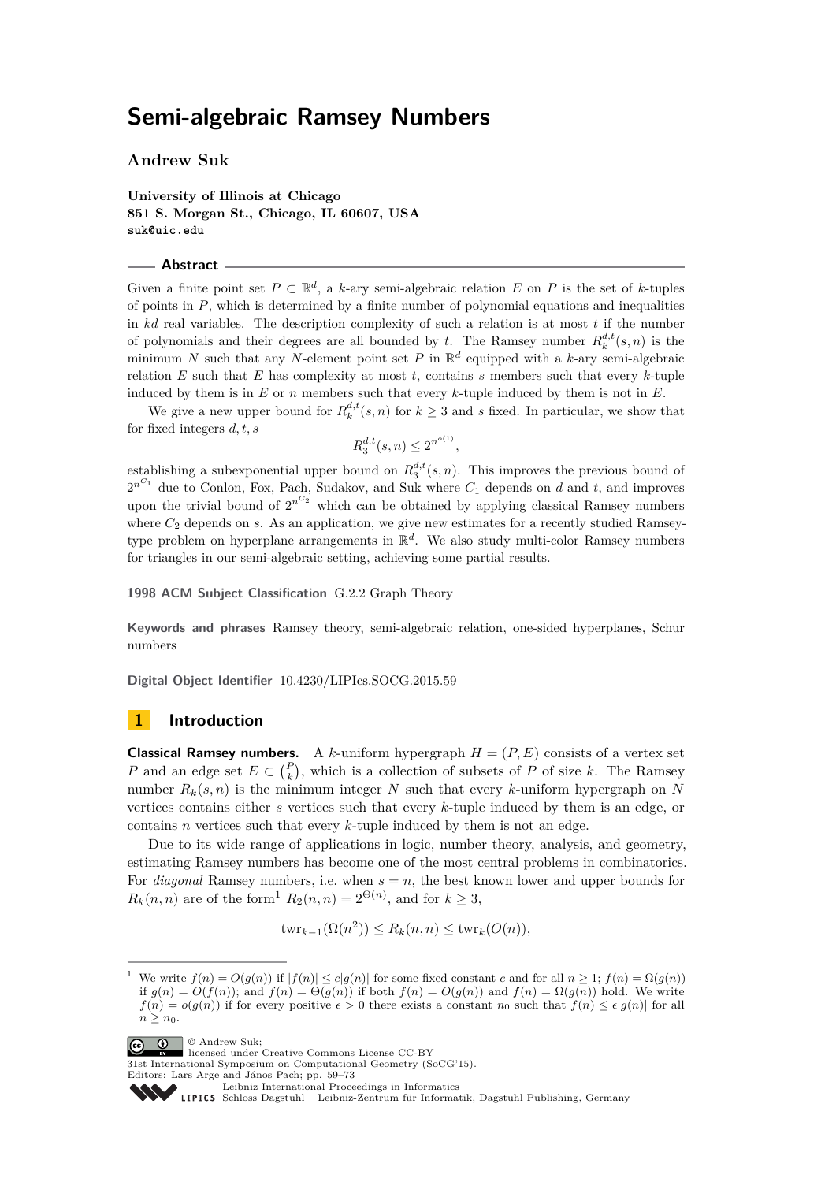# Semi-algebraic Ramsey Numbers

**Andrew Suk**

**University of Illinois at Chicago**
**851 S. Morgan St., Chicago, IL 60607, USA**
**suk@uic.edu**

## Abstract

Given a finite point set $P \subset \mathbb{R}^d$, a $k$-ary semi-algebraic relation $E$ on $P$ is the set of $k$-tuples of points in $P$, which is determined by a finite number of polynomial equations and inequalities in $kd$ real variables. The description complexity of such a relation is at most $t$ if the number of polynomials and their degrees are all bounded by $t$. The Ramsey number $R_k^{d,t}(s,n)$ is the minimum $N$ such that any $N$-element point set $P$ in $\mathbb{R}^d$ equipped with a $k$-ary semi-algebraic relation $E$ such that $E$ has complexity at most $t$, contains $s$ members such that every $k$-tuple induced by them is in $E$ or $n$ members such that every $k$-tuple induced by them is not in $E$.

We give a new upper bound for $R_k^{d,t}(s,n)$ for $k \geq 3$ and $s$ fixed. In particular, we show that for fixed integers $d, t, s$

$$R_3^{d,t}(s,n) \leq 2^{n^{o(1)}},$$

establishing a subexponential upper bound on $R_3^{d,t}(s,n)$. This improves the previous bound of $2^{n^{C_1}}$ due to Conlon, Fox, Pach, Sudakov, and Suk where $C_1$ depends on $d$ and $t$, and improves upon the trivial bound of $2^{n^{C_2}}$ which can be obtained by applying classical Ramsey numbers where $C_2$ depends on $s$. As an application, we give new estimates for a recently studied Ramsey-type problem on hyperplane arrangements in $\mathbb{R}^d$. We also study multi-color Ramsey numbers for triangles in our semi-algebraic setting, achieving some partial results.

**1998 ACM Subject Classification** G.2.2 Graph Theory

**Keywords and phrases** Ramsey theory, semi-algebraic relation, one-sided hyperplanes, Schur numbers

**Digital Object Identifier** 10.4230/LIPIcs.SOCG.2015.59

## 1 Introduction

**Classical Ramsey numbers.** A $k$-uniform hypergraph $H = (P, E)$ consists of a vertex set $P$ and an edge set $E \subset \binom{P}{k}$, which is a collection of subsets of $P$ of size $k$. The Ramsey number $R_k(s,n)$ is the minimum integer $N$ such that every $k$-uniform hypergraph on $N$ vertices contains either $s$ vertices such that every $k$-tuple induced by them is an edge, or contains $n$ vertices such that every $k$-tuple induced by them is not an edge.

Due to its wide range of applications in logic, number theory, analysis, and geometry, estimating Ramsey numbers has become one of the most central problems in combinatorics. For *diagonal* Ramsey numbers, i.e. when $s = n$, the best known lower and upper bounds for $R_k(n,n)$ are of the form[1] $R_2(n,n) = 2^{\Theta(n)}$, and for $k \geq 3$,

$$\text{twr}_{k-1}(\Omega(n^2)) \leq R_k(n,n) \leq \text{twr}_k(O(n)),$$

[1] We write $f(n) = O(g(n))$ if $|f(n)| \leq c|g(n)|$ for some fixed constant $c$ and for all $n \geq 1$; $f(n) = \Omega(g(n))$ if $g(n) = O(f(n))$; and $f(n) = \Theta(g(n))$ if both $f(n) = O(g(n))$ and $f(n) = \Omega(g(n))$ hold. We write $f(n) = o(g(n))$ if for every positive $\epsilon > 0$ there exists a constant $n_0$ such that $f(n) \leq \epsilon|g(n)|$ for all $n \geq n_0$.

© Andrew Suk; licensed under Creative Commons License CC-BY
31st International Symposium on Computational Geometry (SoCG'15).
Editors: Lars Arge and János Pach; pp. 59–73
Leibniz International Proceedings in Informatics
Schloss Dagstuhl – Leibniz-Zentrum für Informatik, Dagstuhl Publishing, Germany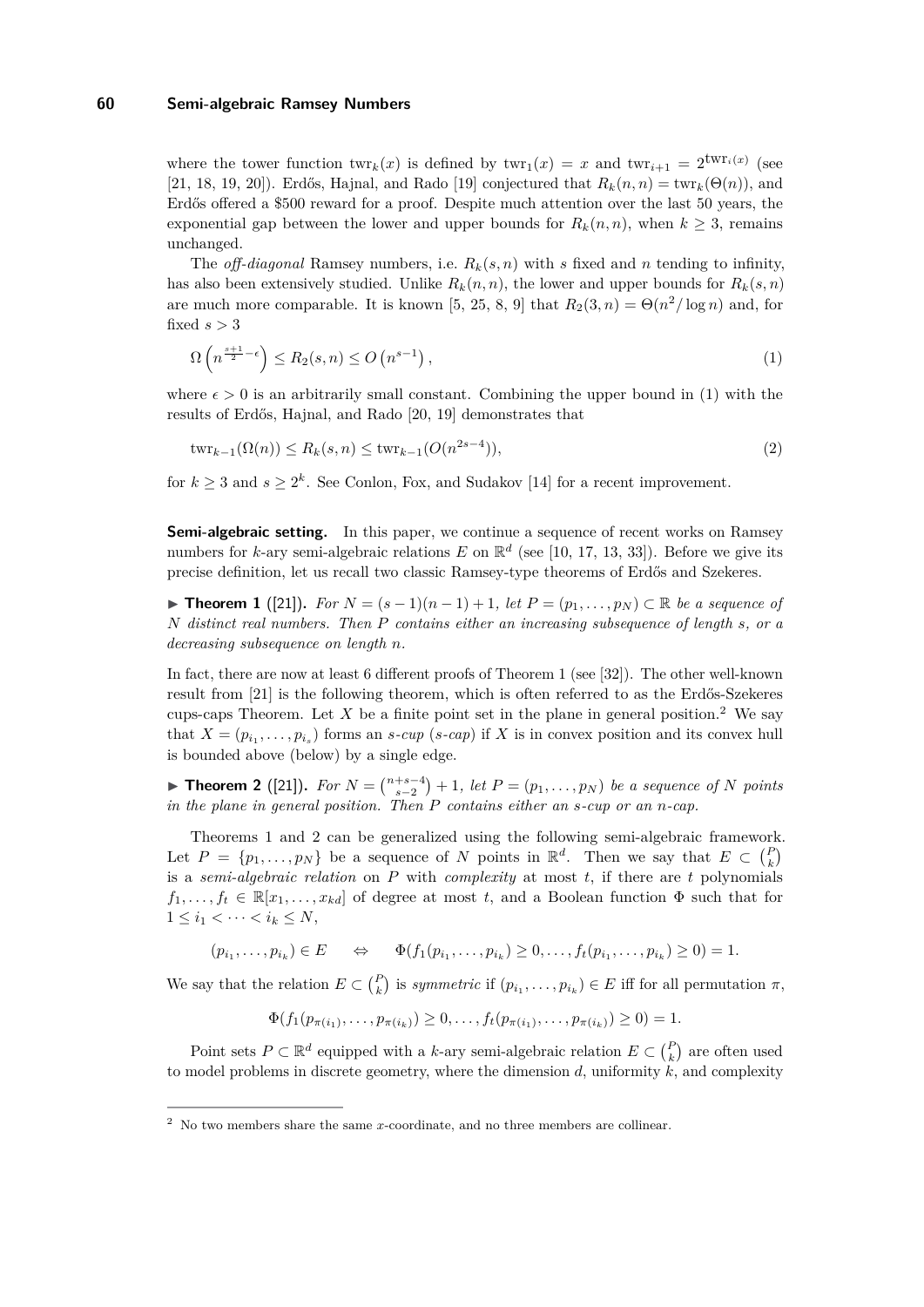where the tower function $\mathrm{twr}_k(x)$ is defined by $\mathrm{twr}_1(x) = x$ and $\mathrm{twr}_{i+1} = 2^{\mathrm{twr}_i(x)}$ (see [21, 18, 19, 20]). Erdős, Hajnal, and Rado [19] conjectured that $R_k(n,n) = \mathrm{twr}_k(\Theta(n))$, and Erdős offered a \$500 reward for a proof. Despite much attention over the last 50 years, the exponential gap between the lower and upper bounds for $R_k(n,n)$, when $k \geq 3$, remains unchanged.

The *off-diagonal* Ramsey numbers, i.e. $R_k(s,n)$ with $s$ fixed and $n$ tending to infinity, has also been extensively studied. Unlike $R_k(n,n)$, the lower and upper bounds for $R_k(s,n)$ are much more comparable. It is known [5, 25, 8, 9] that $R_2(3,n) = \Theta(n^2/\log n)$ and, for fixed $s > 3$

$$\Omega\left(n^{\frac{s+1}{2}-\epsilon}\right) \leq R_2(s,n) \leq O\left(n^{s-1}\right), \tag{1}$$

where $\epsilon > 0$ is an arbitrarily small constant. Combining the upper bound in (1) with the results of Erdős, Hajnal, and Rado [20, 19] demonstrates that

$$\mathrm{twr}_{k-1}(\Omega(n)) \leq R_k(s,n) \leq \mathrm{twr}_{k-1}(O(n^{2s-4})), \tag{2}$$

for $k \geq 3$ and $s \geq 2^k$. See Conlon, Fox, and Sudakov [14] for a recent improvement.

**Semi-algebraic setting.** In this paper, we continue a sequence of recent works on Ramsey numbers for $k$-ary semi-algebraic relations $E$ on $\mathbb{R}^d$ (see [10, 17, 13, 33]). Before we give its precise definition, let us recall two classic Ramsey-type theorems of Erdős and Szekeres.

▶ **Theorem 1** ([21]). *For $N = (s-1)(n-1)+1$, let $P = (p_1, \ldots, p_N) \subset \mathbb{R}$ be a sequence of $N$ distinct real numbers. Then $P$ contains either an increasing subsequence of length $s$, or a decreasing subsequence on length $n$.*

In fact, there are now at least 6 different proofs of Theorem 1 (see [32]). The other well-known result from [21] is the following theorem, which is often referred to as the Erdős-Szekeres cups-caps Theorem. Let $X$ be a finite point set in the plane in general position.[2] We say that $X = (p_{i_1}, \ldots, p_{i_s})$ forms an *$s$-cup* (*$s$-cap*) if $X$ is in convex position and its convex hull is bounded above (below) by a single edge.

▶ **Theorem 2** ([21]). *For $N = \binom{n+s-4}{s-2} + 1$, let $P = (p_1, \ldots, p_N)$ be a sequence of $N$ points in the plane in general position. Then $P$ contains either an $s$-cup or an $n$-cap.*

Theorems 1 and 2 can be generalized using the following semi-algebraic framework. Let $P = \{p_1, \ldots, p_N\}$ be a sequence of $N$ points in $\mathbb{R}^d$. Then we say that $E \subset \binom{P}{k}$ is a *semi-algebraic relation* on $P$ with *complexity* at most $t$, if there are $t$ polynomials $f_1, \ldots, f_t \in \mathbb{R}[x_1, \ldots, x_{kd}]$ of degree at most $t$, and a Boolean function $\Phi$ such that for $1 \leq i_1 < \cdots < i_k \leq N$,

$$(p_{i_1}, \ldots, p_{i_k}) \in E \quad \Leftrightarrow \quad \Phi(f_1(p_{i_1}, \ldots, p_{i_k}) \geq 0, \ldots, f_t(p_{i_1}, \ldots, p_{i_k}) \geq 0) = 1.$$

We say that the relation $E \subset \binom{P}{k}$ is *symmetric* if $(p_{i_1}, \ldots, p_{i_k}) \in E$ iff for all permutation $\pi$,

$$\Phi(f_1(p_{\pi(i_1)}, \ldots, p_{\pi(i_k)}) \geq 0, \ldots, f_t(p_{\pi(i_1)}, \ldots, p_{\pi(i_k)}) \geq 0) = 1.$$

Point sets $P \subset \mathbb{R}^d$ equipped with a $k$-ary semi-algebraic relation $E \subset \binom{P}{k}$ are often used to model problems in discrete geometry, where the dimension $d$, uniformity $k$, and complexity

[2] No two members share the same $x$-coordinate, and no three members are collinear.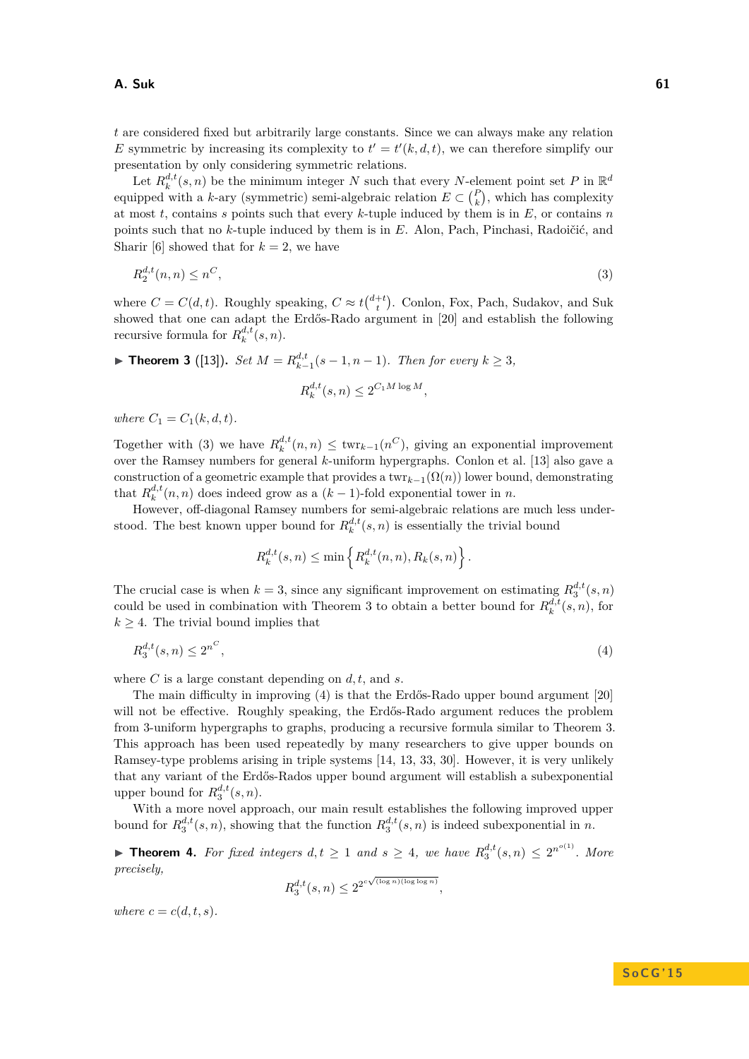$t$ are considered fixed but arbitrarily large constants. Since we can always make any relation $E$ symmetric by increasing its complexity to $t' = t'(k, d, t)$, we can therefore simplify our presentation by only considering symmetric relations.

Let $R_k^{d,t}(s, n)$ be the minimum integer $N$ such that every $N$-element point set $P$ in $\mathbb{R}^d$ equipped with a $k$-ary (symmetric) semi-algebraic relation $E \subset \binom{P}{k}$, which has complexity at most $t$, contains $s$ points such that every $k$-tuple induced by them is in $E$, or contains $n$ points such that no $k$-tuple induced by them is in $E$. Alon, Pach, Pinchasi, Radoičić, and Sharir [6] showed that for $k = 2$, we have

$$R_2^{d,t}(n, n) \leq n^C, \tag{3}$$

where $C = C(d, t)$. Roughly speaking, $C \approx t^{\binom{d+t}{t}}$. Conlon, Fox, Pach, Sudakov, and Suk showed that one can adapt the Erdős-Rado argument in [20] and establish the following recursive formula for $R_k^{d,t}(s, n)$.

▶ **Theorem 3** ([13]). *Set $M = R_{k-1}^{d,t}(s - 1, n - 1)$. Then for every $k \geq 3$,*

$$R_k^{d,t}(s, n) \leq 2^{C_1 M \log M},$$

*where $C_1 = C_1(k, d, t)$.*

Together with (3) we have $R_k^{d,t}(n, n) \leq \text{twr}_{k-1}(n^C)$, giving an exponential improvement over the Ramsey numbers for general $k$-uniform hypergraphs. Conlon et al. [13] also gave a construction of a geometric example that provides a $\text{twr}_{k-1}(\Omega(n))$ lower bound, demonstrating that $R_k^{d,t}(n, n)$ does indeed grow as a $(k - 1)$-fold exponential tower in $n$.

However, off-diagonal Ramsey numbers for semi-algebraic relations are much less understood. The best known upper bound for $R_k^{d,t}(s, n)$ is essentially the trivial bound

$$R_k^{d,t}(s, n) \leq \min\left\{R_k^{d,t}(n, n), R_k(s, n)\right\}.$$

The crucial case is when $k = 3$, since any significant improvement on estimating $R_3^{d,t}(s, n)$ could be used in combination with Theorem 3 to obtain a better bound for $R_k^{d,t}(s, n)$, for $k \geq 4$. The trivial bound implies that

$$R_3^{d,t}(s, n) \leq 2^{n^C}, \tag{4}$$

where $C$ is a large constant depending on $d, t$, and $s$.

The main difficulty in improving (4) is that the Erdős-Rado upper bound argument [20] will not be effective. Roughly speaking, the Erdős-Rado argument reduces the problem from 3-uniform hypergraphs to graphs, producing a recursive formula similar to Theorem 3. This approach has been used repeatedly by many researchers to give upper bounds on Ramsey-type problems arising in triple systems [14, 13, 33, 30]. However, it is very unlikely that any variant of the Erdős-Rados upper bound argument will establish a subexponential upper bound for $R_3^{d,t}(s, n)$.

With a more novel approach, our main result establishes the following improved upper bound for $R_3^{d,t}(s, n)$, showing that the function $R_3^{d,t}(s, n)$ is indeed subexponential in $n$.

▶ **Theorem 4.** *For fixed integers $d, t \geq 1$ and $s \geq 4$, we have $R_3^{d,t}(s, n) \leq 2^{n^{o(1)}}$. More precisely,*

$$R_3^{d,t}(s, n) \leq 2^{2^{c\sqrt{(\log n)(\log\log n)}}},$$

*where $c = c(d, t, s)$.*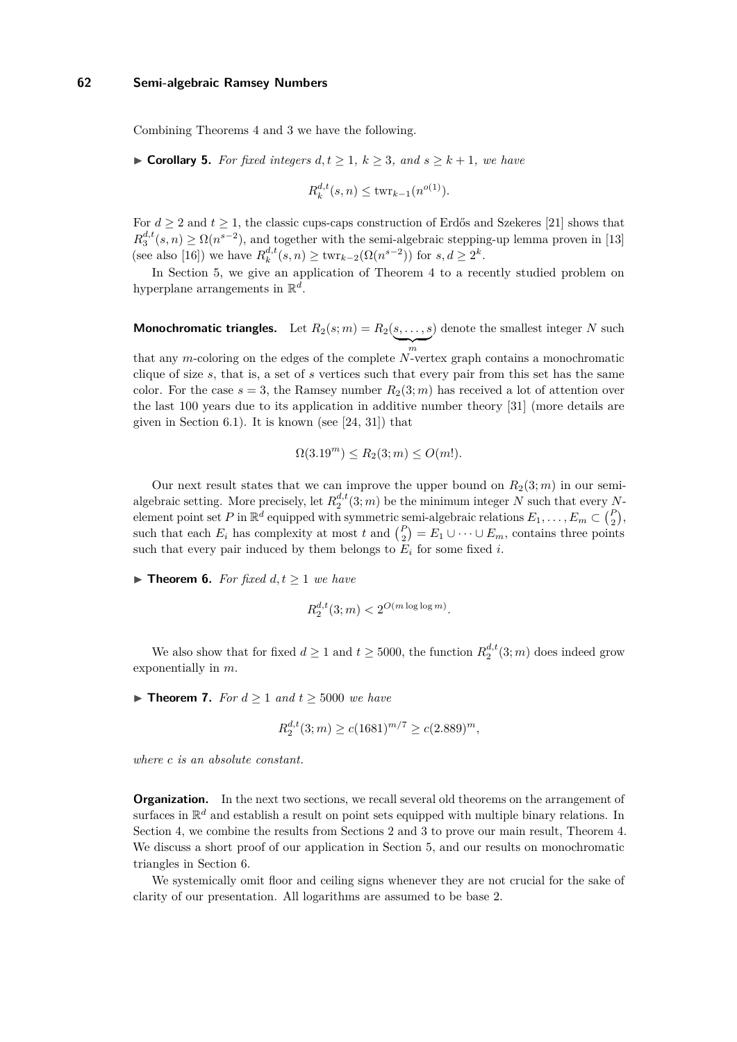Combining Theorems 4 and 3 we have the following.

▶ **Corollary 5.** *For fixed integers $d, t \geq 1$, $k \geq 3$, and $s \geq k+1$, we have*

$$R_k^{d,t}(s, n) \leq \operatorname{twr}_{k-1}(n^{o(1)}).$$

For $d \geq 2$ and $t \geq 1$, the classic cups-caps construction of Erdős and Szekeres [21] shows that $R_3^{d,t}(s, n) \geq \Omega(n^{s-2})$, and together with the semi-algebraic stepping-up lemma proven in [13] (see also [16]) we have $R_k^{d,t}(s, n) \geq \operatorname{twr}_{k-2}(\Omega(n^{s-2}))$ for $s, d \geq 2^k$.

In Section 5, we give an application of Theorem 4 to a recently studied problem on hyperplane arrangements in $\mathbb{R}^d$.

**Monochromatic triangles.** Let $R_2(s; m) = R_2(\underbrace{s, \ldots, s}_{m})$ denote the smallest integer $N$ such that any $m$-coloring on the edges of the complete $N$-vertex graph contains a monochromatic clique of size $s$, that is, a set of $s$ vertices such that every pair from this set has the same color. For the case $s = 3$, the Ramsey number $R_2(3; m)$ has received a lot of attention over the last 100 years due to its application in additive number theory [31] (more details are given in Section 6.1). It is known (see [24, 31]) that

$$\Omega(3.19^m) \leq R_2(3; m) \leq O(m!).$$

Our next result states that we can improve the upper bound on $R_2(3; m)$ in our semi-algebraic setting. More precisely, let $R_2^{d,t}(3; m)$ be the minimum integer $N$ such that every $N$-element point set $P$ in $\mathbb{R}^d$ equipped with symmetric semi-algebraic relations $E_1, \ldots, E_m \subset \binom{P}{2}$, such that each $E_i$ has complexity at most $t$ and $\binom{P}{2} = E_1 \cup \cdots \cup E_m$, contains three points such that every pair induced by them belongs to $E_i$ for some fixed $i$.

▶ **Theorem 6.** *For fixed $d, t \geq 1$ we have*

$$R_2^{d,t}(3; m) < 2^{O(m \log \log m)}.$$

We also show that for fixed $d \geq 1$ and $t \geq 5000$, the function $R_2^{d,t}(3; m)$ does indeed grow exponentially in $m$.

▶ **Theorem 7.** *For $d \geq 1$ and $t \geq 5000$ we have*

$$R_2^{d,t}(3; m) \geq c(1681)^{m/7} \geq c(2.889)^m,$$

*where $c$ is an absolute constant.*

**Organization.** In the next two sections, we recall several old theorems on the arrangement of surfaces in $\mathbb{R}^d$ and establish a result on point sets equipped with multiple binary relations. In Section 4, we combine the results from Sections 2 and 3 to prove our main result, Theorem 4. We discuss a short proof of our application in Section 5, and our results on monochromatic triangles in Section 6.

We systemically omit floor and ceiling signs whenever they are not crucial for the sake of clarity of our presentation. All logarithms are assumed to be base 2.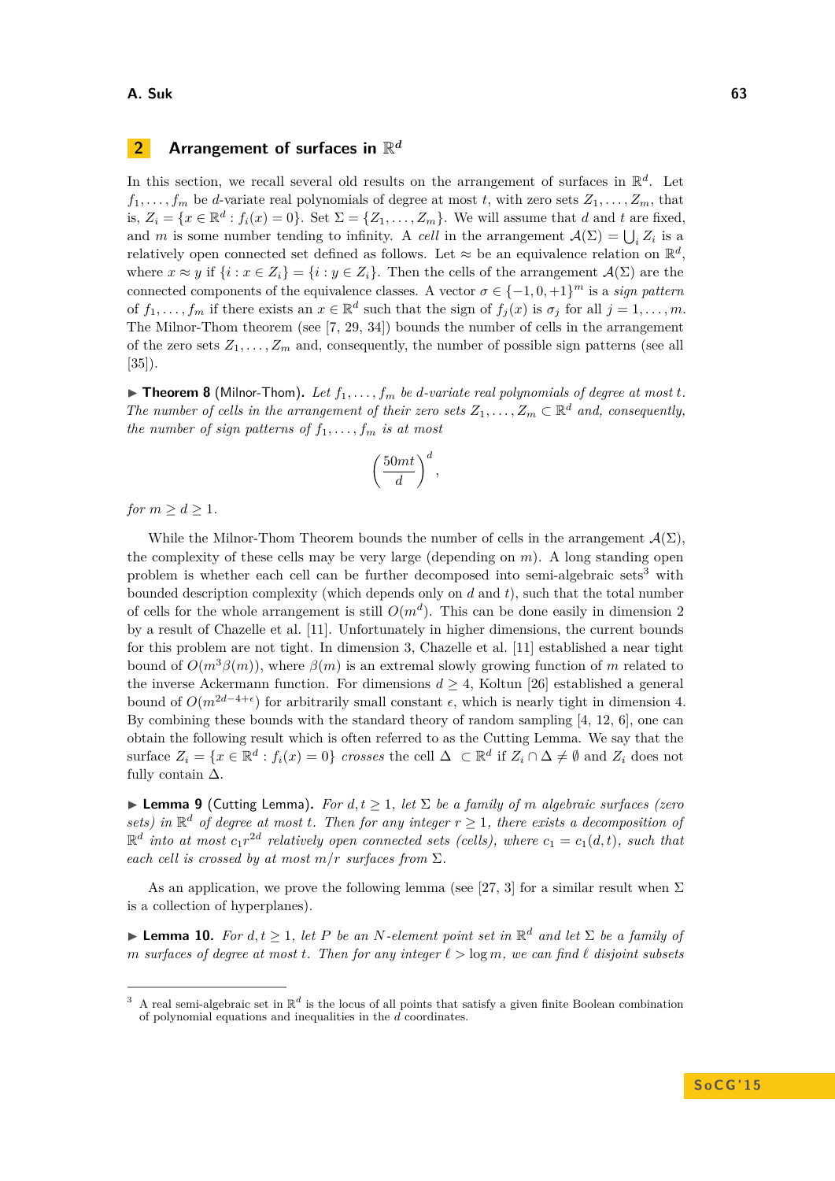## 2 Arrangement of surfaces in $\mathbb{R}^d$

In this section, we recall several old results on the arrangement of surfaces in $\mathbb{R}^d$. Let $f_1, \ldots, f_m$ be $d$-variate real polynomials of degree at most $t$, with zero sets $Z_1, \ldots, Z_m$, that is, $Z_i = \{x \in \mathbb{R}^d : f_i(x) = 0\}$. Set $\Sigma = \{Z_1, \ldots, Z_m\}$. We will assume that $d$ and $t$ are fixed, and $m$ is some number tending to infinity. A *cell* in the arrangement $\mathcal{A}(\Sigma) = \bigcup_i Z_i$ is a relatively open connected set defined as follows. Let $\approx$ be an equivalence relation on $\mathbb{R}^d$, where $x \approx y$ if $\{i : x \in Z_i\} = \{i : y \in Z_i\}$. Then the cells of the arrangement $\mathcal{A}(\Sigma)$ are the connected components of the equivalence classes. A vector $\sigma \in \{-1, 0, +1\}^m$ is a *sign pattern* of $f_1, \ldots, f_m$ if there exists an $x \in \mathbb{R}^d$ such that the sign of $f_j(x)$ is $\sigma_j$ for all $j = 1, \ldots, m$. The Milnor-Thom theorem (see [7, 29, 34]) bounds the number of cells in the arrangement of the zero sets $Z_1, \ldots, Z_m$ and, consequently, the number of possible sign patterns (see all [35]).

▶ **Theorem 8** (Milnor-Thom). *Let $f_1, \ldots, f_m$ be $d$-variate real polynomials of degree at most $t$. The number of cells in the arrangement of their zero sets $Z_1, \ldots, Z_m \subset \mathbb{R}^d$ and, consequently, the number of sign patterns of $f_1, \ldots, f_m$ is at most*

$$\left(\frac{50mt}{d}\right)^d,$$

*for $m \geq d \geq 1$.*

While the Milnor-Thom Theorem bounds the number of cells in the arrangement $\mathcal{A}(\Sigma)$, the complexity of these cells may be very large (depending on $m$). A long standing open problem is whether each cell can be further decomposed into semi-algebraic sets[3] with bounded description complexity (which depends only on $d$ and $t$), such that the total number of cells for the whole arrangement is still $O(m^d)$. This can be done easily in dimension 2 by a result of Chazelle et al. [11]. Unfortunately in higher dimensions, the current bounds for this problem are not tight. In dimension 3, Chazelle et al. [11] established a near tight bound of $O(m^3\beta(m))$, where $\beta(m)$ is an extremal slowly growing function of $m$ related to the inverse Ackermann function. For dimensions $d \geq 4$, Koltun [26] established a general bound of $O(m^{2d-4+\epsilon})$ for arbitrarily small constant $\epsilon$, which is nearly tight in dimension 4. By combining these bounds with the standard theory of random sampling [4, 12, 6], one can obtain the following result which is often referred to as the Cutting Lemma. We say that the surface $Z_i = \{x \in \mathbb{R}^d : f_i(x) = 0\}$ *crosses* the cell $\Delta \subset \mathbb{R}^d$ if $Z_i \cap \Delta \neq \emptyset$ and $Z_i$ does not fully contain $\Delta$.

▶ **Lemma 9** (Cutting Lemma). *For $d, t \geq 1$, let $\Sigma$ be a family of $m$ algebraic surfaces (zero sets) in $\mathbb{R}^d$ of degree at most $t$. Then for any integer $r \geq 1$, there exists a decomposition of $\mathbb{R}^d$ into at most $c_1 r^{2d}$ relatively open connected sets (cells), where $c_1 = c_1(d, t)$, such that each cell is crossed by at most $m/r$ surfaces from $\Sigma$.*

As an application, we prove the following lemma (see [27, 3] for a similar result when $\Sigma$ is a collection of hyperplanes).

▶ **Lemma 10.** *For $d, t \geq 1$, let $P$ be an $N$-element point set in $\mathbb{R}^d$ and let $\Sigma$ be a family of $m$ surfaces of degree at most $t$. Then for any integer $\ell > \log m$, we can find $\ell$ disjoint subsets*

---

[3] A real semi-algebraic set in $\mathbb{R}^d$ is the locus of all points that satisfy a given finite Boolean combination of polynomial equations and inequalities in the $d$ coordinates.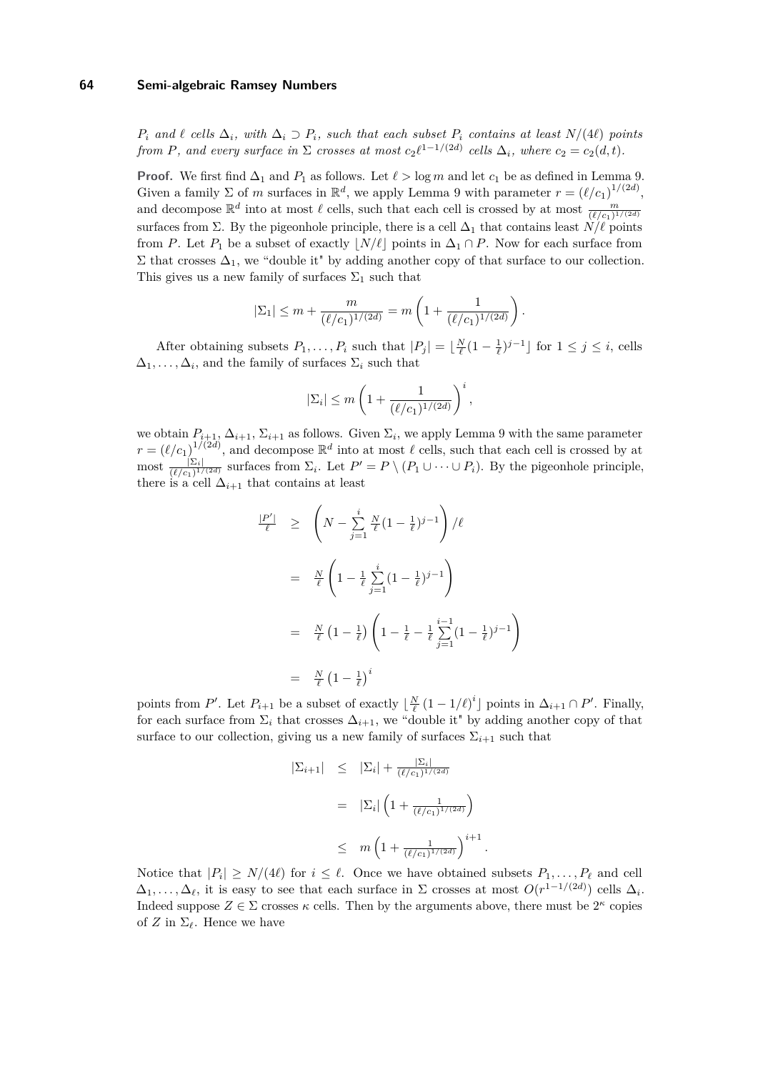*$P_i$ and $\ell$ cells $\Delta_i$, with $\Delta_i \supset P_i$, such that each subset $P_i$ contains at least $N/(4\ell)$ points from $P$, and every surface in $\Sigma$ crosses at most $c_2\ell^{1-1/(2d)}$ cells $\Delta_i$, where $c_2 = c_2(d,t)$.*

**Proof.** We first find $\Delta_1$ and $P_1$ as follows. Let $\ell > \log m$ and let $c_1$ be as defined in Lemma 9. Given a family $\Sigma$ of $m$ surfaces in $\mathbb{R}^d$, we apply Lemma 9 with parameter $r = (\ell/c_1)^{1/(2d)}$, and decompose $\mathbb{R}^d$ into at most $\ell$ cells, such that each cell is crossed by at most $\frac{m}{(\ell/c_1)^{1/(2d)}}$ surfaces from $\Sigma$. By the pigeonhole principle, there is a cell $\Delta_1$ that contains least $N/\ell$ points from $P$. Let $P_1$ be a subset of exactly $\lfloor N/\ell \rfloor$ points in $\Delta_1 \cap P$. Now for each surface from $\Sigma$ that crosses $\Delta_1$, we "double it" by adding another copy of that surface to our collection. This gives us a new family of surfaces $\Sigma_1$ such that

$$|\Sigma_1| \leq m + \frac{m}{(\ell/c_1)^{1/(2d)}} = m\left(1 + \frac{1}{(\ell/c_1)^{1/(2d)}}\right).$$

After obtaining subsets $P_1, \ldots, P_i$ such that $|P_j| = \lfloor \frac{N}{\ell}(1-\frac{1}{\ell})^{j-1} \rfloor$ for $1 \leq j \leq i$, cells $\Delta_1, \ldots, \Delta_i$, and the family of surfaces $\Sigma_i$ such that

$$|\Sigma_i| \leq m\left(1 + \frac{1}{(\ell/c_1)^{1/(2d)}}\right)^i,$$

we obtain $P_{i+1}, \Delta_{i+1}, \Sigma_{i+1}$ as follows. Given $\Sigma_i$, we apply Lemma 9 with the same parameter $r = (\ell/c_1)^{1/(2d)}$, and decompose $\mathbb{R}^d$ into at most $\ell$ cells, such that each cell is crossed by at most $\frac{|\Sigma_i|}{(\ell/c_1)^{1/(2d)}}$ surfaces from $\Sigma_i$. Let $P' = P \setminus (P_1 \cup \cdots \cup P_i)$. By the pigeonhole principle, there is a cell $\Delta_{i+1}$ that contains at least

$$\begin{aligned}
\tfrac{|P'|}{\ell} &\geq \left(N - \sum_{j=1}^{i} \tfrac{N}{\ell}(1-\tfrac{1}{\ell})^{j-1}\right)/\ell \\
&= \tfrac{N}{\ell}\left(1 - \tfrac{1}{\ell}\sum_{j=1}^{i}(1-\tfrac{1}{\ell})^{j-1}\right) \\
&= \tfrac{N}{\ell}\left(1-\tfrac{1}{\ell}\right)\left(1 - \tfrac{1}{\ell} - \tfrac{1}{\ell}\sum_{j=1}^{i-1}(1-\tfrac{1}{\ell})^{j-1}\right) \\
&= \tfrac{N}{\ell}\left(1-\tfrac{1}{\ell}\right)^i
\end{aligned}$$

points from $P'$. Let $P_{i+1}$ be a subset of exactly $\lfloor \frac{N}{\ell}(1-1/\ell)^i \rfloor$ points in $\Delta_{i+1} \cap P'$. Finally, for each surface from $\Sigma_i$ that crosses $\Delta_{i+1}$, we "double it" by adding another copy of that surface to our collection, giving us a new family of surfaces $\Sigma_{i+1}$ such that

$$\begin{aligned}
|\Sigma_{i+1}| &\leq |\Sigma_i| + \tfrac{|\Sigma_i|}{(\ell/c_1)^{1/(2d)}} \\
&= |\Sigma_i|\left(1 + \tfrac{1}{(\ell/c_1)^{1/(2d)}}\right) \\
&\leq m\left(1 + \tfrac{1}{(\ell/c_1)^{1/(2d)}}\right)^{i+1}.
\end{aligned}$$

Notice that $|P_i| \geq N/(4\ell)$ for $i \leq \ell$. Once we have obtained subsets $P_1, \ldots, P_\ell$ and cell $\Delta_1, \ldots, \Delta_\ell$, it is easy to see that each surface in $\Sigma$ crosses at most $O(r^{1-1/(2d)})$ cells $\Delta_i$. Indeed suppose $Z \in \Sigma$ crosses $\kappa$ cells. Then by the arguments above, there must be $2^\kappa$ copies of $Z$ in $\Sigma_\ell$. Hence we have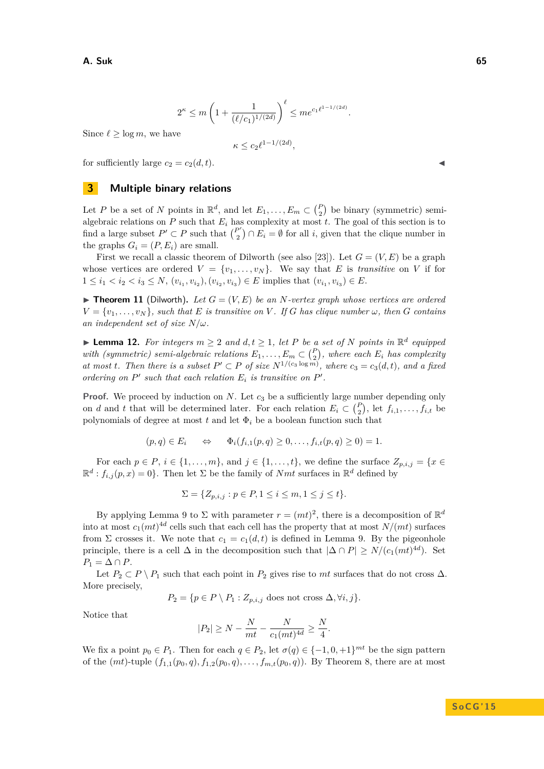$$2^{\kappa} \leq m\left(1 + \frac{1}{(\ell/c_1)^{1/(2d)}}\right)^{\ell} \leq m e^{c_1 \ell^{1-1/(2d)}}.$$

Since $\ell \geq \log m$, we have

$$\kappa \leq c_2 \ell^{1-1/(2d)},$$

for sufficiently large $c_2 = c_2(d,t)$. ◂

## 3 Multiple binary relations

Let $P$ be a set of $N$ points in $\mathbb{R}^d$, and let $E_1, \ldots, E_m \subset \binom{P}{2}$ be binary (symmetric) semi-algebraic relations on $P$ such that $E_i$ has complexity at most $t$. The goal of this section is to find a large subset $P' \subset P$ such that $\binom{P'}{2} \cap E_i = \emptyset$ for all $i$, given that the clique number in the graphs $G_i = (P, E_i)$ are small.

First we recall a classic theorem of Dilworth (see also [23]). Let $G = (V, E)$ be a graph whose vertices are ordered $V = \{v_1, \ldots, v_N\}$. We say that $E$ is *transitive* on $V$ if for $1 \leq i_1 < i_2 < i_3 \leq N$, $(v_{i_1}, v_{i_2}), (v_{i_2}, v_{i_3}) \in E$ implies that $(v_{i_1}, v_{i_3}) \in E$.

▶ **Theorem 11** (Dilworth). *Let $G = (V, E)$ be an $N$-vertex graph whose vertices are ordered $V = \{v_1, \ldots, v_N\}$, such that $E$ is transitive on $V$. If $G$ has clique number $\omega$, then $G$ contains an independent set of size $N/\omega$.*

▶ **Lemma 12.** *For integers $m \geq 2$ and $d, t \geq 1$, let $P$ be a set of $N$ points in $\mathbb{R}^d$ equipped with (symmetric) semi-algebraic relations $E_1, \ldots, E_m \subset \binom{P}{2}$, where each $E_i$ has complexity at most $t$. Then there is a subset $P' \subset P$ of size $N^{1/(c_3 \log m)}$, where $c_3 = c_3(d,t)$, and a fixed ordering on $P'$ such that each relation $E_i$ is transitive on $P'$.*

**Proof.** We proceed by induction on $N$. Let $c_3$ be a sufficiently large number depending only on $d$ and $t$ that will be determined later. For each relation $E_i \subset \binom{P}{2}$, let $f_{i,1}, \ldots, f_{i,t}$ be polynomials of degree at most $t$ and let $\Phi_i$ be a boolean function such that

$$(p,q) \in E_i \quad \Leftrightarrow \quad \Phi_i(f_{i,1}(p,q) \geq 0, \ldots, f_{i,t}(p,q) \geq 0) = 1.$$

For each $p \in P$, $i \in \{1, \ldots, m\}$, and $j \in \{1, \ldots, t\}$, we define the surface $Z_{p,i,j} = \{x \in \mathbb{R}^d : f_{i,j}(p,x) = 0\}$. Then let $\Sigma$ be the family of $Nmt$ surfaces in $\mathbb{R}^d$ defined by

$$\Sigma = \{Z_{p,i,j} : p \in P, 1 \leq i \leq m, 1 \leq j \leq t\}.$$

By applying Lemma 9 to $\Sigma$ with parameter $r = (mt)^2$, there is a decomposition of $\mathbb{R}^d$ into at most $c_1(mt)^{4d}$ cells such that each cell has the property that at most $N/(mt)$ surfaces from $\Sigma$ crosses it. We note that $c_1 = c_1(d,t)$ is defined in Lemma 9. By the pigeonhole principle, there is a cell $\Delta$ in the decomposition such that $|\Delta \cap P| \geq N/(c_1(mt)^{4d})$. Set $P_1 = \Delta \cap P$.

Let $P_2 \subset P \setminus P_1$ such that each point in $P_2$ gives rise to $mt$ surfaces that do not cross $\Delta$. More precisely,

$$P_2 = \{p \in P \setminus P_1 : Z_{p,i,j} \text{ does not cross } \Delta, \forall i,j\}.$$

Notice that

$$|P_2| \geq N - \frac{N}{mt} - \frac{N}{c_1(mt)^{4d}} \geq \frac{N}{4}.$$

We fix a point $p_0 \in P_1$. Then for each $q \in P_2$, let $\sigma(q) \in \{-1, 0, +1\}^{mt}$ be the sign pattern of the $(mt)$-tuple $(f_{1,1}(p_0,q), f_{1,2}(p_0,q), \ldots, f_{m,t}(p_0,q))$. By Theorem 8, there are at most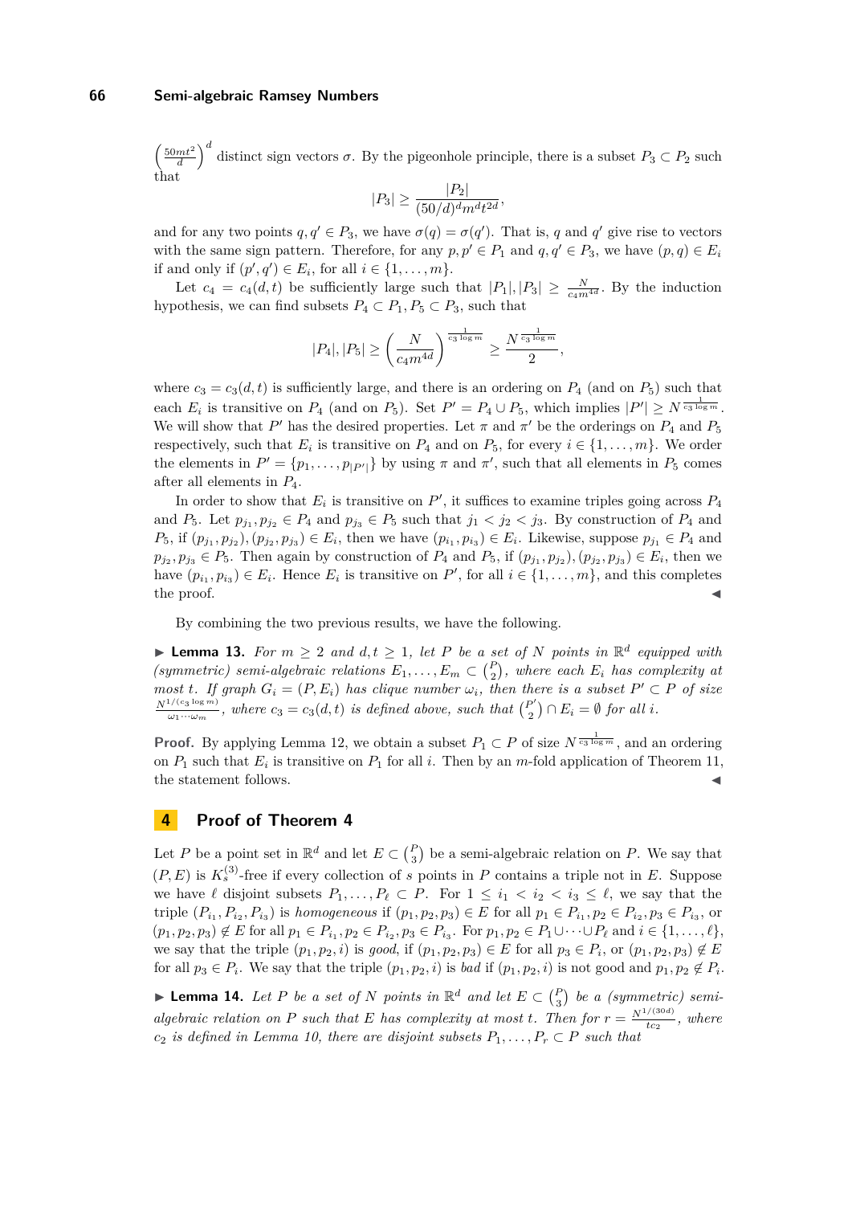$\left(\frac{50mt^2}{d}\right)^d$ distinct sign vectors $\sigma$. By the pigeonhole principle, there is a subset $P_3 \subset P_2$ such that

$$|P_3| \geq \frac{|P_2|}{(50/d)^d m^d t^{2d}},$$

and for any two points $q, q' \in P_3$, we have $\sigma(q) = \sigma(q')$. That is, $q$ and $q'$ give rise to vectors with the same sign pattern. Therefore, for any $p, p' \in P_1$ and $q, q' \in P_3$, we have $(p, q) \in E_i$ if and only if $(p', q') \in E_i$, for all $i \in \{1, \ldots, m\}$.

Let $c_4 = c_4(d, t)$ be sufficiently large such that $|P_1|, |P_3| \geq \frac{N}{c_4 m^{4d}}$. By the induction hypothesis, we can find subsets $P_4 \subset P_1, P_5 \subset P_3$, such that

$$|P_4|, |P_5| \geq \left(\frac{N}{c_4 m^{4d}}\right)^{\frac{1}{c_3 \log m}} \geq \frac{N^{\frac{1}{c_3 \log m}}}{2},$$

where $c_3 = c_3(d, t)$ is sufficiently large, and there is an ordering on $P_4$ (and on $P_5$) such that each $E_i$ is transitive on $P_4$ (and on $P_5$). Set $P' = P_4 \cup P_5$, which implies $|P'| \geq N^{\frac{1}{c_3 \log m}}$. We will show that $P'$ has the desired properties. Let $\pi$ and $\pi'$ be the orderings on $P_4$ and $P_5$ respectively, such that $E_i$ is transitive on $P_4$ and on $P_5$, for every $i \in \{1, \ldots, m\}$. We order the elements in $P' = \{p_1, \ldots, p_{|P'|}\}$ by using $\pi$ and $\pi'$, such that all elements in $P_5$ comes after all elements in $P_4$.

In order to show that $E_i$ is transitive on $P'$, it suffices to examine triples going across $P_4$ and $P_5$. Let $p_{j_1}, p_{j_2} \in P_4$ and $p_{j_3} \in P_5$ such that $j_1 < j_2 < j_3$. By construction of $P_4$ and $P_5$, if $(p_{j_1}, p_{j_2}), (p_{j_2}, p_{j_3}) \in E_i$, then we have $(p_{i_1}, p_{i_3}) \in E_i$. Likewise, suppose $p_{j_1} \in P_4$ and $p_{j_2}, p_{j_3} \in P_5$. Then again by construction of $P_4$ and $P_5$, if $(p_{j_1}, p_{j_2}), (p_{j_2}, p_{j_3}) \in E_i$, then we have $(p_{i_1}, p_{i_3}) \in E_i$. Hence $E_i$ is transitive on $P'$, for all $i \in \{1, \ldots, m\}$, and this completes the proof. ◀

By combining the two previous results, we have the following.

▶ **Lemma 13.** *For $m \geq 2$ and $d, t \geq 1$, let $P$ be a set of $N$ points in $\mathbb{R}^d$ equipped with (symmetric) semi-algebraic relations $E_1, \ldots, E_m \subset \binom{P}{2}$, where each $E_i$ has complexity at most $t$. If graph $G_i = (P, E_i)$ has clique number $\omega_i$, then there is a subset $P' \subset P$ of size $\frac{N^{1/(c_3 \log m)}}{\omega_1 \cdots \omega_m}$, where $c_3 = c_3(d, t)$ is defined above, such that $\binom{P'}{2} \cap E_i = \emptyset$ for all $i$.*

**Proof.** By applying Lemma 12, we obtain a subset $P_1 \subset P$ of size $N^{\frac{1}{c_3 \log m}}$, and an ordering on $P_1$ such that $E_i$ is transitive on $P_1$ for all $i$. Then by an $m$-fold application of Theorem 11, the statement follows. ◀

## 4 Proof of Theorem 4

Let $P$ be a point set in $\mathbb{R}^d$ and let $E \subset \binom{P}{3}$ be a semi-algebraic relation on $P$. We say that $(P, E)$ is $K_s^{(3)}$-free if every collection of $s$ points in $P$ contains a triple not in $E$. Suppose we have $\ell$ disjoint subsets $P_1, \ldots, P_\ell \subset P$. For $1 \leq i_1 < i_2 < i_3 \leq \ell$, we say that the triple $(P_{i_1}, P_{i_2}, P_{i_3})$ is *homogeneous* if $(p_1, p_2, p_3) \in E$ for all $p_1 \in P_{i_1}, p_2 \in P_{i_2}, p_3 \in P_{i_3}$, or $(p_1, p_2, p_3) \notin E$ for all $p_1 \in P_{i_1}, p_2 \in P_{i_2}, p_3 \in P_{i_3}$. For $p_1, p_2 \in P_1 \cup \cdots \cup P_\ell$ and $i \in \{1, \ldots, \ell\}$, we say that the triple $(p_1, p_2, i)$ is *good*, if $(p_1, p_2, p_3) \in E$ for all $p_3 \in P_i$, or $(p_1, p_2, p_3) \notin E$ for all $p_3 \in P_i$. We say that the triple $(p_1, p_2, i)$ is *bad* if $(p_1, p_2, i)$ is not good and $p_1, p_2 \notin P_i$.

▶ **Lemma 14.** *Let $P$ be a set of $N$ points in $\mathbb{R}^d$ and let $E \subset \binom{P}{3}$ be a (symmetric) semi-algebraic relation on $P$ such that $E$ has complexity at most $t$. Then for $r = \frac{N^{1/(30d)}}{tc_2}$, where $c_2$ is defined in Lemma 10, there are disjoint subsets $P_1, \ldots, P_r \subset P$ such that*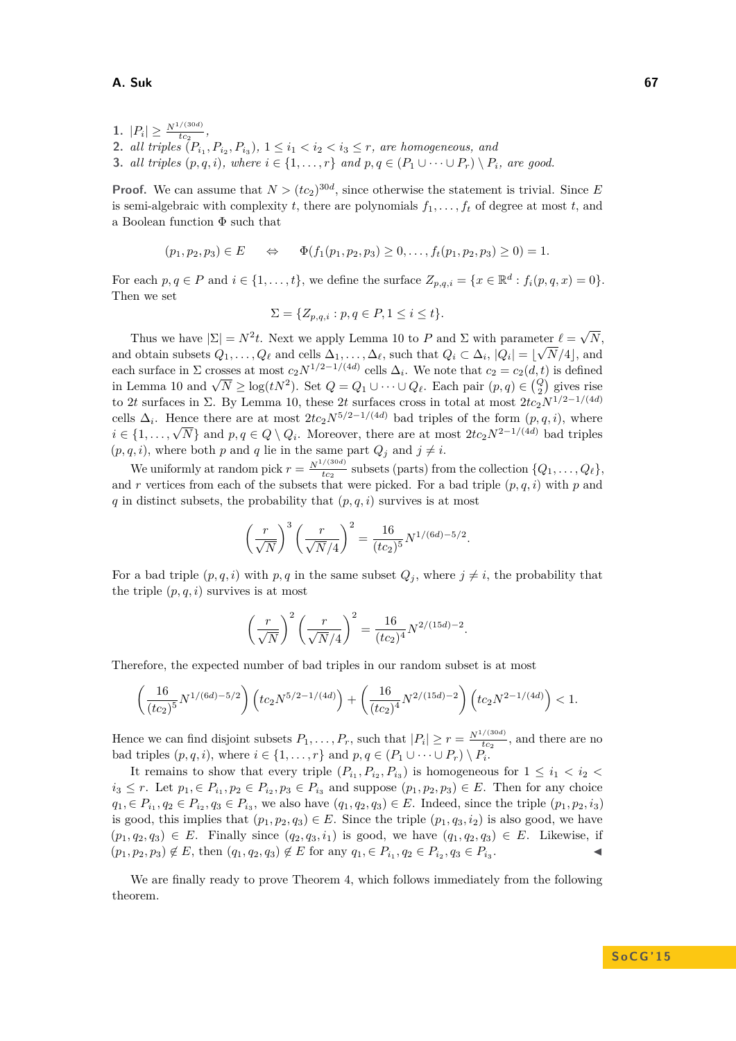1. $|P_i| \geq \frac{N^{1/(30d)}}{tc_2}$,
2. *all triples* $(P_{i_1}, P_{i_2}, P_{i_3})$, $1 \leq i_1 < i_2 < i_3 \leq r$, *are homogeneous, and*
3. *all triples* $(p, q, i)$, *where* $i \in \{1, \ldots, r\}$ *and* $p, q \in (P_1 \cup \cdots \cup P_r) \setminus P_i$, *are good.*

**Proof.** We can assume that $N > (tc_2)^{30d}$, since otherwise the statement is trivial. Since $E$ is semi-algebraic with complexity $t$, there are polynomials $f_1, \ldots, f_t$ of degree at most $t$, and a Boolean function $\Phi$ such that

$$(p_1, p_2, p_3) \in E \quad \Leftrightarrow \quad \Phi(f_1(p_1, p_2, p_3) \geq 0, \ldots, f_t(p_1, p_2, p_3) \geq 0) = 1.$$

For each $p, q \in P$ and $i \in \{1, \ldots, t\}$, we define the surface $Z_{p,q,i} = \{x \in \mathbb{R}^d : f_i(p, q, x) = 0\}$. Then we set

$$\Sigma = \{Z_{p,q,i} : p, q \in P, 1 \leq i \leq t\}.$$

Thus we have $|\Sigma| = N^2 t$. Next we apply Lemma 10 to $P$ and $\Sigma$ with parameter $\ell = \sqrt{N}$, and obtain subsets $Q_1, \ldots, Q_\ell$ and cells $\Delta_1, \ldots, \Delta_\ell$, such that $Q_i \subset \Delta_i$, $|Q_i| = \lfloor \sqrt{N}/4 \rfloor$, and each surface in $\Sigma$ crosses at most $c_2 N^{1/2 - 1/(4d)}$ cells $\Delta_i$. We note that $c_2 = c_2(d, t)$ is defined in Lemma 10 and $\sqrt{N} \geq \log(tN^2)$. Set $Q = Q_1 \cup \cdots \cup Q_\ell$. Each pair $(p, q) \in \binom{Q}{2}$ gives rise to $2t$ surfaces in $\Sigma$. By Lemma 10, these $2t$ surfaces cross in total at most $2tc_2 N^{1/2 - 1/(4d)}$ cells $\Delta_i$. Hence there are at most $2tc_2 N^{5/2 - 1/(4d)}$ bad triples of the form $(p, q, i)$, where $i \in \{1, \ldots, \sqrt{N}\}$ and $p, q \in Q \setminus Q_i$. Moreover, there are at most $2tc_2 N^{2 - 1/(4d)}$ bad triples $(p, q, i)$, where both $p$ and $q$ lie in the same part $Q_j$ and $j \neq i$.

We uniformly at random pick $r = \frac{N^{1/(30d)}}{tc_2}$ subsets (parts) from the collection $\{Q_1, \ldots, Q_\ell\}$, and $r$ vertices from each of the subsets that were picked. For a bad triple $(p, q, i)$ with $p$ and $q$ in distinct subsets, the probability that $(p, q, i)$ survives is at most

$$\left(\frac{r}{\sqrt{N}}\right)^3 \left(\frac{r}{\sqrt{N}/4}\right)^2 = \frac{16}{(tc_2)^5} N^{1/(6d) - 5/2}.$$

For a bad triple $(p, q, i)$ with $p, q$ in the same subset $Q_j$, where $j \neq i$, the probability that the triple $(p, q, i)$ survives is at most

$$\left(\frac{r}{\sqrt{N}}\right)^2 \left(\frac{r}{\sqrt{N}/4}\right)^2 = \frac{16}{(tc_2)^4} N^{2/(15d) - 2}.$$

Therefore, the expected number of bad triples in our random subset is at most

$$\left(\frac{16}{(tc_2)^5} N^{1/(6d) - 5/2}\right)\left(tc_2 N^{5/2 - 1/(4d)}\right) + \left(\frac{16}{(tc_2)^4} N^{2/(15d) - 2}\right)\left(tc_2 N^{2 - 1/(4d)}\right) < 1.$$

Hence we can find disjoint subsets $P_1, \ldots, P_r$, such that $|P_i| \geq r = \frac{N^{1/(30d)}}{tc_2}$, and there are no bad triples $(p, q, i)$, where $i \in \{1, \ldots, r\}$ and $p, q \in (P_1 \cup \cdots \cup P_r) \setminus P_i$.

It remains to show that every triple $(P_{i_1}, P_{i_2}, P_{i_3})$ is homogeneous for $1 \leq i_1 < i_2 < i_3 \leq r$. Let $p_1, \in P_{i_1}, p_2 \in P_{i_2}, p_3 \in P_{i_3}$ and suppose $(p_1, p_2, p_3) \in E$. Then for any choice $q_1, \in P_{i_1}, q_2 \in P_{i_2}, q_3 \in P_{i_3}$, we also have $(q_1, q_2, q_3) \in E$. Indeed, since the triple $(p_1, p_2, i_3)$ is good, this implies that $(p_1, p_2, q_3) \in E$. Since the triple $(p_1, q_3, i_2)$ is also good, we have $(p_1, q_2, q_3) \in E$. Finally since $(q_2, q_3, i_1)$ is good, we have $(q_1, q_2, q_3) \in E$. Likewise, if $(p_1, p_2, p_3) \notin E$, then $(q_1, q_2, q_3) \notin E$ for any $q_1, \in P_{i_1}, q_2 \in P_{i_2}, q_3 \in P_{i_3}$. ◀

We are finally ready to prove Theorem 4, which follows immediately from the following theorem.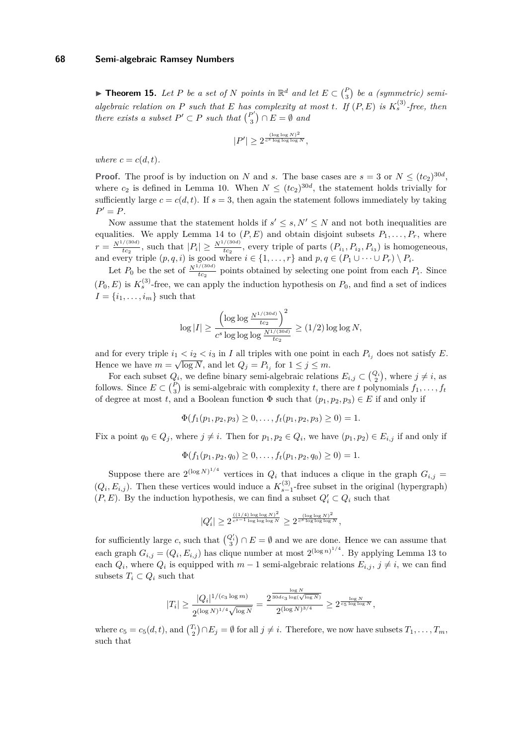▶ **Theorem 15.** *Let $P$ be a set of $N$ points in $\mathbb{R}^d$ and let $E \subset \binom{P}{3}$ be a (symmetric) semi-algebraic relation on $P$ such that $E$ has complexity at most $t$. If $(P, E)$ is $K_s^{(3)}$-free, then there exists a subset $P' \subset P$ such that $\binom{P'}{3} \cap E = \emptyset$ and*

$$|P'| \geq 2^{\frac{(\log \log N)^2}{c^s \log \log \log N}},$$

*where $c = c(d, t)$.*

**Proof.** The proof is by induction on $N$ and $s$. The base cases are $s = 3$ or $N \leq (tc_2)^{30d}$, where $c_2$ is defined in Lemma 10. When $N \leq (tc_2)^{30d}$, the statement holds trivially for sufficiently large $c = c(d, t)$. If $s = 3$, then again the statement follows immediately by taking $P' = P$.

Now assume that the statement holds if $s' \leq s, N' \leq N$ and not both inequalities are equalities. We apply Lemma 14 to $(P, E)$ and obtain disjoint subsets $P_1, \ldots, P_r$, where $r = \frac{N^{1/(30d)}}{tc_2}$, such that $|P_i| \geq \frac{N^{1/(30d)}}{tc_2}$, every triple of parts $(P_{i_1}, P_{i_2}, P_{i_3})$ is homogeneous, and every triple $(p, q, i)$ is good where $i \in \{1, \ldots, r\}$ and $p, q \in (P_1 \cup \cdots \cup P_r) \setminus P_i$.

Let $P_0$ be the set of $\frac{N^{1/(30d)}}{tc_2}$ points obtained by selecting one point from each $P_i$. Since $(P_0, E)$ is $K_s^{(3)}$-free, we can apply the induction hypothesis on $P_0$, and find a set of indices $I = \{i_1, \ldots, i_m\}$ such that

$$\log |I| \geq \frac{\left(\log \log \frac{N^{1/(30d)}}{tc_2}\right)^2}{c^s \log \log \log \frac{N^{1/(30d)}}{tc_2}} \geq (1/2) \log \log N,$$

and for every triple $i_1 < i_2 < i_3$ in $I$ all triples with one point in each $P_{i_j}$ does not satisfy $E$. Hence we have $m = \sqrt{\log N}$, and let $Q_j = P_{i_j}$ for $1 \leq j \leq m$.

For each subset $Q_i$, we define binary semi-algebraic relations $E_{i,j} \subset \binom{Q_i}{2}$, where $j \neq i$, as follows. Since $E \subset \binom{P}{3}$ is semi-algebraic with complexity $t$, there are $t$ polynomials $f_1, \ldots, f_t$ of degree at most $t$, and a Boolean function $\Phi$ such that $(p_1, p_2, p_3) \in E$ if and only if

$$\Phi(f_1(p_1, p_2, p_3) \geq 0, \ldots, f_t(p_1, p_2, p_3) \geq 0) = 1.$$

Fix a point $q_0 \in Q_j$, where $j \neq i$. Then for $p_1, p_2 \in Q_i$, we have $(p_1, p_2) \in E_{i,j}$ if and only if

$$\Phi(f_1(p_1, p_2, q_0) \geq 0, \ldots, f_t(p_1, p_2, q_0) \geq 0) = 1.$$

Suppose there are $2^{(\log N)^{1/4}}$ vertices in $Q_i$ that induces a clique in the graph $G_{i,j} = (Q_i, E_{i,j})$. Then these vertices would induce a $K_{s-1}^{(3)}$-free subset in the original (hypergraph) $(P, E)$. By the induction hypothesis, we can find a subset $Q_i' \subset Q_i$ such that

$$|Q_i'| \geq 2^{\frac{((1/4) \log \log N)^2}{c^{s-1} \log \log \log N}} \geq 2^{\frac{(\log \log N)^2}{c^s \log \log \log N}},$$

for sufficiently large $c$, such that $\binom{Q_i'}{3} \cap E = \emptyset$ and we are done. Hence we can assume that each graph $G_{i,j} = (Q_i, E_{i,j})$ has clique number at most $2^{(\log n)^{1/4}}$. By applying Lemma 13 to each $Q_i$, where $Q_i$ is equipped with $m - 1$ semi-algebraic relations $E_{i,j}$, $j \neq i$, we can find subsets $T_i \subset Q_i$ such that

$$|T_i| \geq \frac{|Q_i|^{1/(c_3 \log m)}}{2^{(\log N)^{1/4}} \sqrt{\log N}} = \frac{2^{\frac{\log N}{30dc_3 \log(\sqrt{\log N})}}}{2^{(\log N)^{3/4}}} \geq 2^{\frac{\log N}{c_5 \log \log N}},$$

where $c_5 = c_5(d, t)$, and $\binom{T_i}{2} \cap E_j = \emptyset$ for all $j \neq i$. Therefore, we now have subsets $T_1, \ldots, T_m$, such that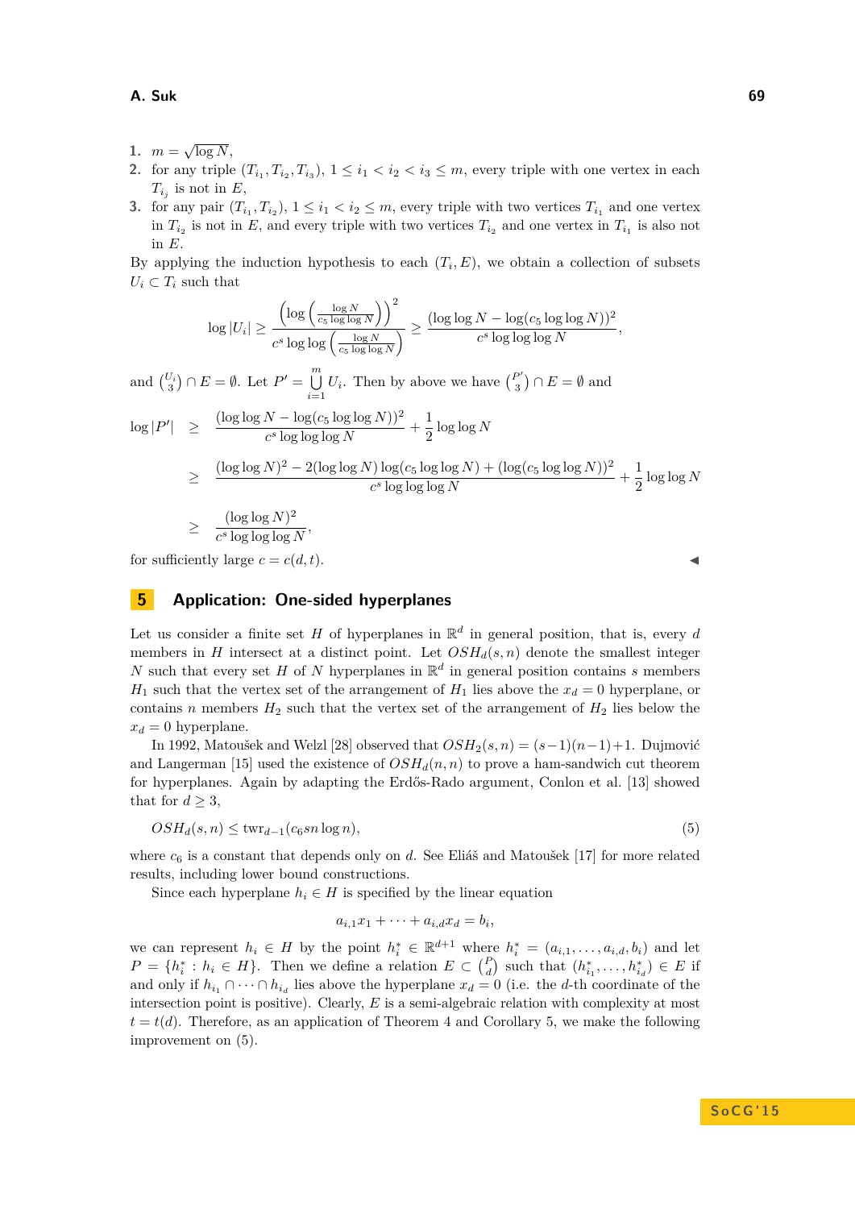1. $m = \sqrt{\log N}$,
2. for any triple $(T_{i_1}, T_{i_2}, T_{i_3})$, $1 \leq i_1 < i_2 < i_3 \leq m$, every triple with one vertex in each $T_{i_j}$ is not in $E$,
3. for any pair $(T_{i_1}, T_{i_2})$, $1 \leq i_1 < i_2 \leq m$, every triple with two vertices $T_{i_1}$ and one vertex in $T_{i_2}$ is not in $E$, and every triple with two vertices $T_{i_2}$ and one vertex in $T_{i_1}$ is also not in $E$.

By applying the induction hypothesis to each $(T_i, E)$, we obtain a collection of subsets $U_i \subset T_i$ such that

$$\log |U_i| \geq \frac{\left(\log\left(\frac{\log N}{c_5 \log\log N}\right)\right)^2}{c^s \log\log\left(\frac{\log N}{c_5 \log\log N}\right)} \geq \frac{(\log\log N - \log(c_5 \log\log N))^2}{c^s \log\log\log N},$$

and $\binom{U_i}{3} \cap E = \emptyset$. Let $P' = \bigcup\limits_{i=1}^{m} U_i$. Then by above we have $\binom{P'}{3} \cap E = \emptyset$ and

$$\begin{aligned}
\log |P'| &\geq \frac{(\log\log N - \log(c_5 \log\log N))^2}{c^s \log\log\log N} + \frac{1}{2}\log\log N \\
&\geq \frac{(\log\log N)^2 - 2(\log\log N)\log(c_5 \log\log N) + (\log(c_5 \log\log N))^2}{c^s \log\log\log N} + \frac{1}{2}\log\log N \\
&\geq \frac{(\log\log N)^2}{c^s \log\log\log N},
\end{aligned}$$

for sufficiently large $c = c(d, t)$. ◀

## 5 Application: One-sided hyperplanes

Let us consider a finite set $H$ of hyperplanes in $\mathbb{R}^d$ in general position, that is, every $d$ members in $H$ intersect at a distinct point. Let $OSH_d(s, n)$ denote the smallest integer $N$ such that every set $H$ of $N$ hyperplanes in $\mathbb{R}^d$ in general position contains $s$ members $H_1$ such that the vertex set of the arrangement of $H_1$ lies above the $x_d = 0$ hyperplane, or contains $n$ members $H_2$ such that the vertex set of the arrangement of $H_2$ lies below the $x_d = 0$ hyperplane.

In 1992, Matoušek and Welzl [28] observed that $OSH_2(s, n) = (s-1)(n-1)+1$. Dujmović and Langerman [15] used the existence of $OSH_d(n, n)$ to prove a ham-sandwich cut theorem for hyperplanes. Again by adapting the Erdős-Rado argument, Conlon et al. [13] showed that for $d \geq 3$,

$$OSH_d(s, n) \leq \mathrm{twr}_{d-1}(c_6 sn \log n), \tag{5}$$

where $c_6$ is a constant that depends only on $d$. See Eliáš and Matoušek [17] for more related results, including lower bound constructions.

Since each hyperplane $h_i \in H$ is specified by the linear equation

$$a_{i,1}x_1 + \cdots + a_{i,d}x_d = b_i,$$

we can represent $h_i \in H$ by the point $h_i^* \in \mathbb{R}^{d+1}$ where $h_i^* = (a_{i,1}, \ldots, a_{i,d}, b_i)$ and let $P = \{h_i^* : h_i \in H\}$. Then we define a relation $E \subset \binom{P}{d}$ such that $(h_{i_1}^*, \ldots, h_{i_d}^*) \in E$ if and only if $h_{i_1} \cap \cdots \cap h_{i_d}$ lies above the hyperplane $x_d = 0$ (i.e. the $d$-th coordinate of the intersection point is positive). Clearly, $E$ is a semi-algebraic relation with complexity at most $t = t(d)$. Therefore, as an application of Theorem 4 and Corollary 5, we make the following improvement on (5).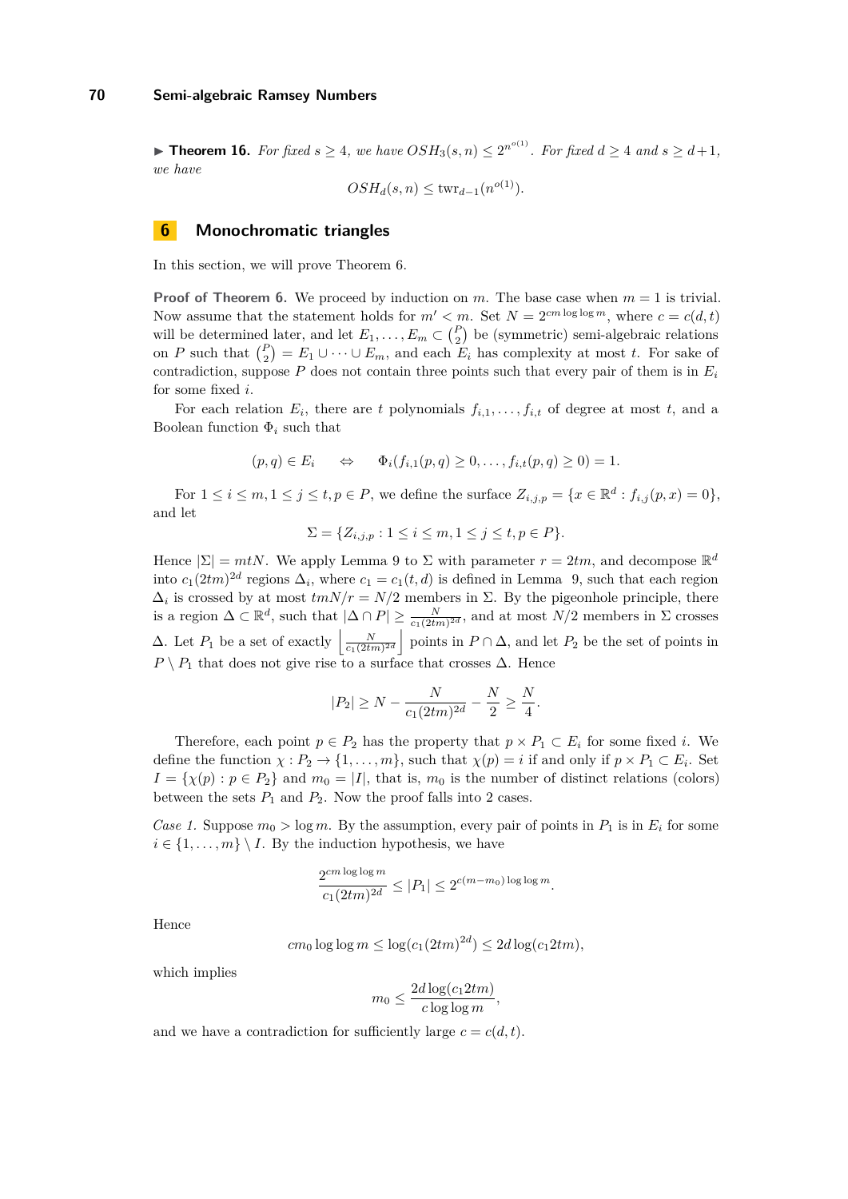▶ **Theorem 16.** *For fixed $s \geq 4$, we have $OSH_3(s,n) \leq 2^{n^{o(1)}}$. For fixed $d \geq 4$ and $s \geq d+1$, we have*

$$OSH_d(s,n) \leq \text{twr}_{d-1}(n^{o(1)}).$$

## 6 Monochromatic triangles

In this section, we will prove Theorem 6.

**Proof of Theorem 6.** We proceed by induction on $m$. The base case when $m = 1$ is trivial. Now assume that the statement holds for $m' < m$. Set $N = 2^{cm \log\log m}$, where $c = c(d,t)$ will be determined later, and let $E_1, \ldots, E_m \subset \binom{P}{2}$ be (symmetric) semi-algebraic relations on $P$ such that $\binom{P}{2} = E_1 \cup \cdots \cup E_m$, and each $E_i$ has complexity at most $t$. For sake of contradiction, suppose $P$ does not contain three points such that every pair of them is in $E_i$ for some fixed $i$.

For each relation $E_i$, there are $t$ polynomials $f_{i,1}, \ldots, f_{i,t}$ of degree at most $t$, and a Boolean function $\Phi_i$ such that

$$(p,q) \in E_i \quad \Leftrightarrow \quad \Phi_i(f_{i,1}(p,q) \geq 0, \ldots, f_{i,t}(p,q) \geq 0) = 1.$$

For $1 \leq i \leq m, 1 \leq j \leq t, p \in P$, we define the surface $Z_{i,j,p} = \{x \in \mathbb{R}^d : f_{i,j}(p,x) = 0\}$, and let

$$\Sigma = \{Z_{i,j,p} : 1 \leq i \leq m, 1 \leq j \leq t, p \in P\}.$$

Hence $|\Sigma| = mtN$. We apply Lemma 9 to $\Sigma$ with parameter $r = 2tm$, and decompose $\mathbb{R}^d$ into $c_1(2tm)^{2d}$ regions $\Delta_i$, where $c_1 = c_1(t,d)$ is defined in Lemma 9, such that each region $\Delta_i$ is crossed by at most $tmN/r = N/2$ members in $\Sigma$. By the pigeonhole principle, there is a region $\Delta \subset \mathbb{R}^d$, such that $|\Delta \cap P| \geq \frac{N}{c_1(2tm)^{2d}}$, and at most $N/2$ members in $\Sigma$ crosses $\Delta$. Let $P_1$ be a set of exactly $\left\lfloor \frac{N}{c_1(2tm)^{2d}} \right\rfloor$ points in $P \cap \Delta$, and let $P_2$ be the set of points in $P \setminus P_1$ that does not give rise to a surface that crosses $\Delta$. Hence

$$|P_2| \geq N - \frac{N}{c_1(2tm)^{2d}} - \frac{N}{2} \geq \frac{N}{4}.$$

Therefore, each point $p \in P_2$ has the property that $p \times P_1 \subset E_i$ for some fixed $i$. We define the function $\chi : P_2 \to \{1, \ldots, m\}$, such that $\chi(p) = i$ if and only if $p \times P_1 \subset E_i$. Set $I = \{\chi(p) : p \in P_2\}$ and $m_0 = |I|$, that is, $m_0$ is the number of distinct relations (colors) between the sets $P_1$ and $P_2$. Now the proof falls into 2 cases.

*Case 1.* Suppose $m_0 > \log m$. By the assumption, every pair of points in $P_1$ is in $E_i$ for some $i \in \{1, \ldots, m\} \setminus I$. By the induction hypothesis, we have

$$\frac{2^{cm \log\log m}}{c_1(2tm)^{2d}} \leq |P_1| \leq 2^{c(m-m_0)\log\log m}.$$

Hence

$$cm_0 \log\log m \leq \log(c_1(2tm)^{2d}) \leq 2d \log(c_1 2tm),$$

which implies

$$m_0 \leq \frac{2d \log(c_1 2tm)}{c \log\log m},$$

and we have a contradiction for sufficiently large $c = c(d,t)$.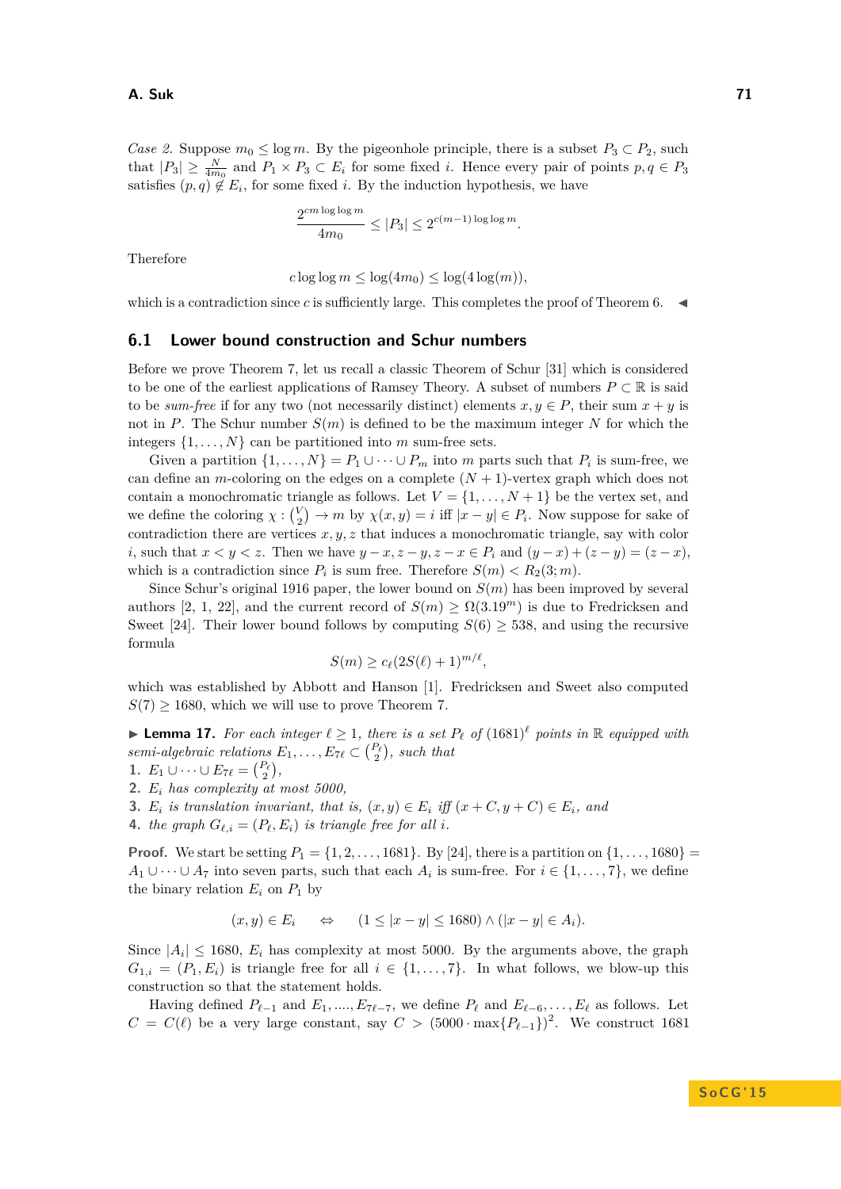*Case 2.* Suppose $m_0 \leq \log m$. By the pigeonhole principle, there is a subset $P_3 \subset P_2$, such that $|P_3| \geq \frac{N}{4m_0}$ and $P_1 \times P_3 \subset E_i$ for some fixed $i$. Hence every pair of points $p, q \in P_3$ satisfies $(p,q) \notin E_i$, for some fixed $i$. By the induction hypothesis, we have

$$\frac{2^{cm \log\log m}}{4m_0} \leq |P_3| \leq 2^{c(m-1)\log\log m}.$$

Therefore

$$c \log\log m \leq \log(4m_0) \leq \log(4\log(m)),$$

which is a contradiction since $c$ is sufficiently large. This completes the proof of Theorem 6. ◀

## 6.1 Lower bound construction and Schur numbers

Before we prove Theorem 7, let us recall a classic Theorem of Schur [31] which is considered to be one of the earliest applications of Ramsey Theory. A subset of numbers $P \subset \mathbb{R}$ is said to be *sum-free* if for any two (not necessarily distinct) elements $x, y \in P$, their sum $x + y$ is not in $P$. The Schur number $S(m)$ is defined to be the maximum integer $N$ for which the integers $\{1, \ldots, N\}$ can be partitioned into $m$ sum-free sets.

Given a partition $\{1, \ldots, N\} = P_1 \cup \cdots \cup P_m$ into $m$ parts such that $P_i$ is sum-free, we can define an $m$-coloring on the edges on a complete $(N+1)$-vertex graph which does not contain a monochromatic triangle as follows. Let $V = \{1, \ldots, N+1\}$ be the vertex set, and we define the coloring $\chi : \binom{V}{2} \rightarrow m$ by $\chi(x,y) = i$ iff $|x - y| \in P_i$. Now suppose for sake of contradiction there are vertices $x, y, z$ that induces a monochromatic triangle, say with color $i$, such that $x < y < z$. Then we have $y - x, z - y, z - x \in P_i$ and $(y - x) + (z - y) = (z - x)$, which is a contradiction since $P_i$ is sum free. Therefore $S(m) < R_2(3; m)$.

Since Schur's original 1916 paper, the lower bound on $S(m)$ has been improved by several authors [2, 1, 22], and the current record of $S(m) \geq \Omega(3.19^m)$ is due to Fredricksen and Sweet [24]. Their lower bound follows by computing $S(6) \geq 538$, and using the recursive formula

$$S(m) \geq c_\ell (2S(\ell) + 1)^{m/\ell},$$

which was established by Abbott and Hanson [1]. Fredricksen and Sweet also computed $S(7) \geq 1680$, which we will use to prove Theorem 7.

▶ **Lemma 17.** *For each integer $\ell \geq 1$, there is a set $P_\ell$ of $(1681)^\ell$ points in $\mathbb{R}$ equipped with semi-algebraic relations $E_1, \ldots, E_{7\ell} \subset \binom{P_\ell}{2}$, such that*

1. *$E_1 \cup \cdots \cup E_{7\ell} = \binom{P_\ell}{2}$,*
2. *$E_i$ has complexity at most 5000,*
3. *$E_i$ is translation invariant, that is, $(x,y) \in E_i$ iff $(x + C, y + C) \in E_i$, and*
4. *the graph $G_{\ell,i} = (P_\ell, E_i)$ is triangle free for all $i$.*

**Proof.** We start be setting $P_1 = \{1, 2, \ldots, 1681\}$. By [24], there is a partition on $\{1, \ldots, 1680\} = A_1 \cup \cdots \cup A_7$ into seven parts, such that each $A_i$ is sum-free. For $i \in \{1, \ldots, 7\}$, we define the binary relation $E_i$ on $P_1$ by

$$(x,y) \in E_i \quad \Leftrightarrow \quad (1 \leq |x - y| \leq 1680) \wedge (|x - y| \in A_i).$$

Since $|A_i| \leq 1680$, $E_i$ has complexity at most 5000. By the arguments above, the graph $G_{1,i} = (P_1, E_i)$ is triangle free for all $i \in \{1, \ldots, 7\}$. In what follows, we blow-up this construction so that the statement holds.

Having defined $P_{\ell-1}$ and $E_1, \ldots, E_{7\ell-7}$, we define $P_\ell$ and $E_{\ell-6}, \ldots, E_\ell$ as follows. Let $C = C(\ell)$ be a very large constant, say $C > (5000 \cdot \max\{P_{\ell-1}\})^2$. We construct 1681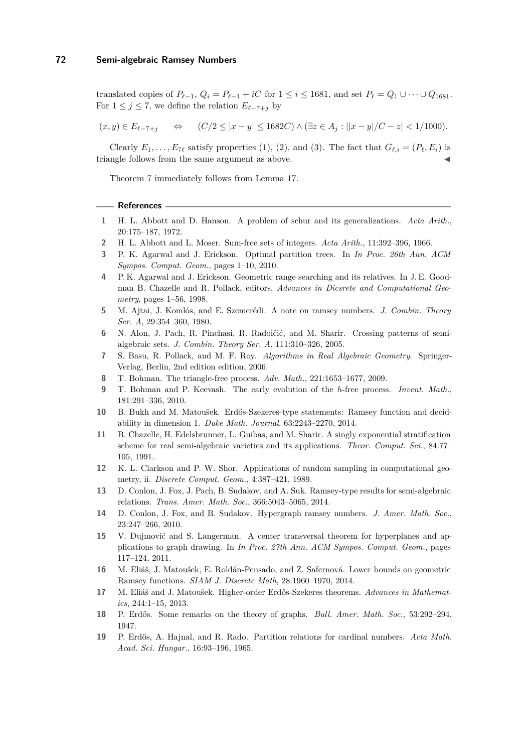translated copies of $P_{\ell-1}$, $Q_i = P_{\ell-1} + iC$ for $1 \leq i \leq 1681$, and set $P_\ell = Q_1 \cup \cdots \cup Q_{1681}$. For $1 \leq j \leq 7$, we define the relation $E_{\ell-7+j}$ by

$$(x, y) \in E_{\ell-7+j} \quad \Leftrightarrow \quad (C/2 \leq |x - y| \leq 1682C) \wedge (\exists z \in A_j : ||x - y|/C - z| < 1/1000).$$

Clearly $E_1, \ldots, E_{7\ell}$ satisfy properties (1), (2), and (3). The fact that $G_{\ell,i} = (P_\ell, E_i)$ is triangle follows from the same argument as above. ◀

Theorem 7 immediately follows from Lemma 17.

## References

1. H. L. Abbott and D. Hanson. A problem of schur and its generalizations. *Acta Arith.*, 20:175–187, 1972.
2. H. L. Abbott and L. Moser. Sum-free sets of integers. *Acta Arith.*, 11:392–396, 1966.
3. P. K. Agarwal and J. Erickson. Optimal partition trees. In *In Proc. 26th Ann. ACM Sympos. Comput. Geom.*, pages 1–10, 2010.
4. P.K. Agarwal and J. Erickson. Geometric range searching and its relatives. In J.E. Goodman B. Chazelle and R. Pollack, editors, *Advances in Dicsrete and Computational Geometry*, pages 1–56, 1998.
5. M. Ajtai, J. Komlós, and E. Szemerédi. A note on ramsey numbers. *J. Combin. Theory Ser. A*, 29:354–360, 1980.
6. N. Alon, J. Pach, R. Pinchasi, R. Radoičić, and M. Sharir. Crossing patterns of semi-algebraic sets. *J. Combin. Theory Ser. A*, 111:310–326, 2005.
7. S. Basu, R. Pollack, and M. F. Roy. *Algorithms in Real Algebraic Geometry*. Springer-Verlag, Berlin, 2nd edition edition, 2006.
8. T. Bohman. The triangle-free process. *Adv. Math.*, 221:1653–1677, 2009.
9. T. Bohman and P. Keevash. The early evolution of the $h$-free process. *Invent. Math.*, 181:291–336, 2010.
10. B. Bukh and M. Matoušek. Erdős-Szekeres-type statements: Ramsey function and decidability in dimension 1. *Duke Math. Journal*, 63:2243–2270, 2014.
11. B. Chazelle, H. Edelsbrunner, L. Guibas, and M. Sharir. A singly exponential stratification scheme for real semi-algebraic varieties and its applications. *Theor. Comput. Sci.*, 84:77–105, 1991.
12. K. L. Clarkson and P. W. Shor. Applications of random sampling in computational geometry, ii. *Discrete Comput. Geom.*, 4:387–421, 1989.
13. D. Conlon, J. Fox, J. Pach, B. Sudakov, and A. Suk. Ramsey-type results for semi-algebraic relations. *Trans. Amer. Math. Soc.*, 366:5043–5065, 2014.
14. D. Conlon, J. Fox, and B. Sudakov. Hypergraph ramsey numbers. *J. Amer. Math. Soc.*, 23:247–266, 2010.
15. V. Dujmović and S. Langerman. A center transversal theorem for hyperplanes and applications to graph drawing. In *In Proc. 27th Ann. ACM Sympos. Comput. Geom.*, pages 117–124, 2011.
16. M. Eliáš, J. Matoušek, E. Roldán-Pensado, and Z. Safernová. Lower bounds on geometric Ramsey functions. *SIAM J. Discrete Math*, 28:1960–1970, 2014.
17. M. Eliáš and J. Matoušek. Higher-order Erdős-Szekeres theorems. *Advances in Mathematics*, 244:1–15, 2013.
18. P. Erdős. Some remarks on the theory of graphs. *Bull. Amer. Math. Soc.*, 53:292–294, 1947.
19. P. Erdős, A. Hajnal, and R. Rado. Partition relations for cardinal numbers. *Acta Math. Acad. Sci. Hungar.*, 16:93–196, 1965.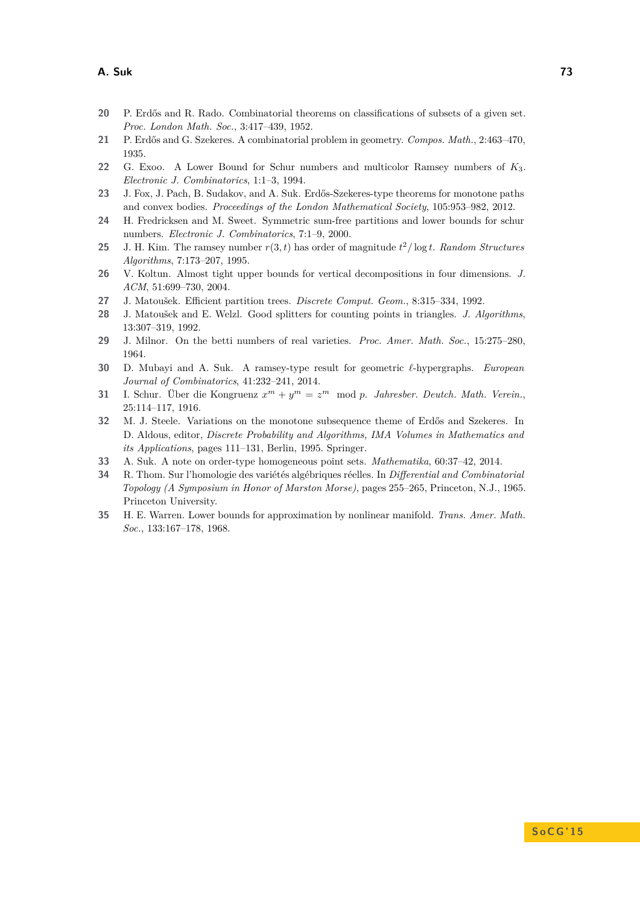20 P. Erdős and R. Rado. Combinatorial theorems on classifications of subsets of a given set. *Proc. London Math. Soc.*, 3:417–439, 1952.

21 P. Erdős and G. Szekeres. A combinatorial problem in geometry. *Compos. Math.*, 2:463–470, 1935.

22 G. Exoo. A Lower Bound for Schur numbers and multicolor Ramsey numbers of $K_3$. *Electronic J. Combinatorics*, 1:1–3, 1994.

23 J. Fox, J. Pach, B. Sudakov, and A. Suk. Erdős-Szekeres-type theorems for monotone paths and convex bodies. *Proceedings of the London Mathematical Society*, 105:953–982, 2012.

24 H. Fredricksen and M. Sweet. Symmetric sum-free partitions and lower bounds for schur numbers. *Electronic J. Combinatorics*, 7:1–9, 2000.

25 J. H. Kim. The ramsey number $r(3,t)$ has order of magnitude $t^2/\log t$. *Random Structures Algorithms*, 7:173–207, 1995.

26 V. Koltun. Almost tight upper bounds for vertical decompositions in four dimensions. *J. ACM*, 51:699–730, 2004.

27 J. Matoušek. Efficient partition trees. *Discrete Comput. Geom.*, 8:315–334, 1992.

28 J. Matoušek and E. Welzl. Good splitters for counting points in triangles. *J. Algorithms*, 13:307–319, 1992.

29 J. Milnor. On the betti numbers of real varieties. *Proc. Amer. Math. Soc.*, 15:275–280, 1964.

30 D. Mubayi and A. Suk. A ramsey-type result for geometric $\ell$-hypergraphs. *European Journal of Combinatorics*, 41:232–241, 2014.

31 I. Schur. Über die Kongruenz $x^m + y^m = z^m \mod p$. *Jahresber. Deutch. Math. Verein.*, 25:114–117, 1916.

32 M. J. Steele. Variations on the monotone subsequence theme of Erdős and Szekeres. In D. Aldous, editor, *Discrete Probability and Algorithms, IMA Volumes in Mathematics and its Applications*, pages 111–131, Berlin, 1995. Springer.

33 A. Suk. A note on order-type homogeneous point sets. *Mathematika*, 60:37–42, 2014.

34 R. Thom. Sur l'homologie des variétés algébriques réelles. In *Differential and Combinatorial Topology (A Symposium in Honor of Marston Morse)*, pages 255–265, Princeton, N.J., 1965. Princeton University.

35 H. E. Warren. Lower bounds for approximation by nonlinear manifold. *Trans. Amer. Math. Soc.*, 133:167–178, 1968.